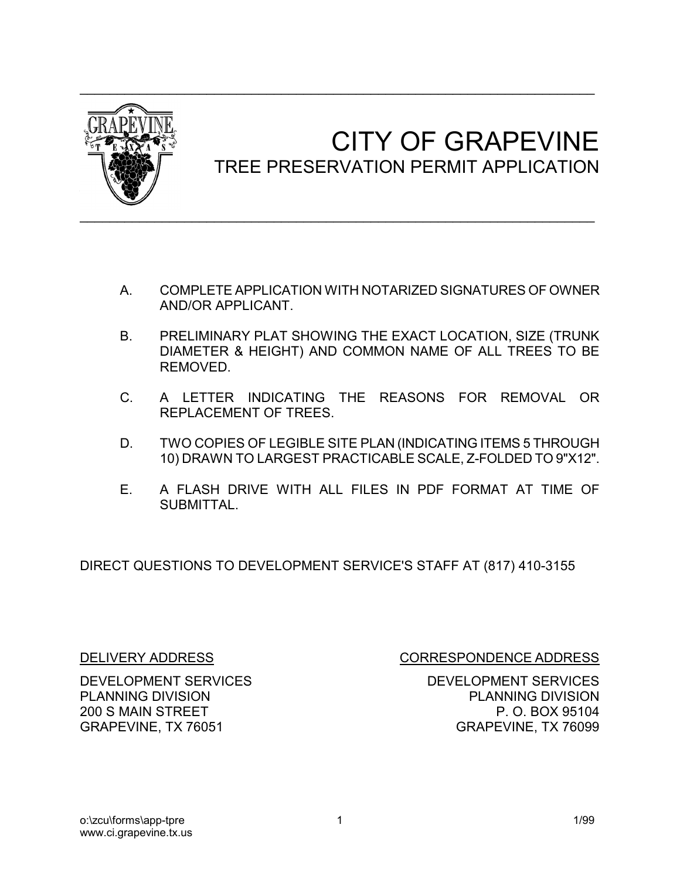# CITY OF GRAPEVINE

## TREE PRESERVATION PERMIT APPLICATION

A. COMPLETE APPLICATION WITH NOTARIZED SIGNATURES OF OWNER AND/OR APPLICANT.

B. PRELIMINARY PLAT SHOWING THE EXACT LOCATION, SIZE (TRUNK DIAMETER & HEIGHT) AND COMMON NAME OF ALL TREES TO BE REMOVED.

C. A LETTER INDICATING THE REASONS FOR REMOVAL OR REPLACEMENT OF TREES.

D. TWO COPIES OF LEGIBLE SITE PLAN (INDICATING ITEMS 5 THROUGH 10) DRAWN TO LARGEST PRACTICABLE SCALE, Z-FOLDED TO 9"X12".

E. A FLASH DRIVE WITH ALL FILES IN PDF FORMAT AT TIME OF SUBMITTAL.

DIRECT QUESTIONS TO DEVELOPMENT SERVICE'S STAFF AT (817) 410-3155

DELIVERY ADDRESS

DEVELOPMENT SERVICES
PLANNING DIVISION
200 S MAIN STREET
GRAPEVINE, TX 76051

CORRESPONDENCE ADDRESS

DEVELOPMENT SERVICES
PLANNING DIVISION
P. O. BOX 95104
GRAPEVINE, TX 76099

o:\zcu\forms\app-tpre
www.ci.grapevine.tx.us

1/99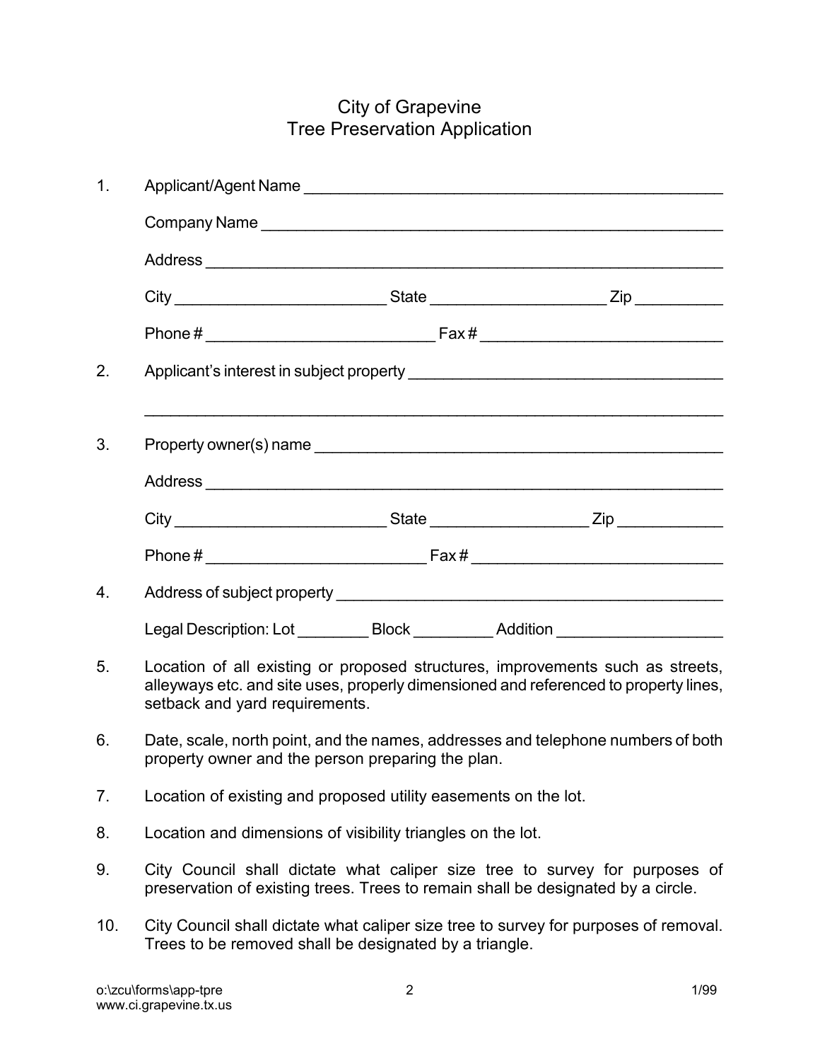# City of Grapevine
## Tree Preservation Application

1. Applicant/Agent Name ______________________________________________

   Company Name ________________________________________________

   Address ______________________________________________________

   City ________________________ State ___________________ Zip __________

   Phone # _________________________ Fax # ___________________________

2. Applicant's interest in subject property ___________________________________

   ________________________________________________________________

3. Property owner(s) name ______________________________________________

   Address ______________________________________________________

   City ________________________ State _________________ Zip ____________

   Phone # ________________________ Fax # ____________________________

4. Address of subject property ____________________________________________

   Legal Description: Lot ________ Block _________ Addition __________________

5. Location of all existing or proposed structures, improvements such as streets, alleyways etc. and site uses, properly dimensioned and referenced to property lines, setback and yard requirements.

6. Date, scale, north point, and the names, addresses and telephone numbers of both property owner and the person preparing the plan.

7. Location of existing and proposed utility easements on the lot.

8. Location and dimensions of visibility triangles on the lot.

9. City Council shall dictate what caliper size tree to survey for purposes of preservation of existing trees. Trees to remain shall be designated by a circle.

10. City Council shall dictate what caliper size tree to survey for purposes of removal. Trees to be removed shall be designated by a triangle.

o:\zcu\forms\app-tpre
www.ci.grapevine.tx.us

1/99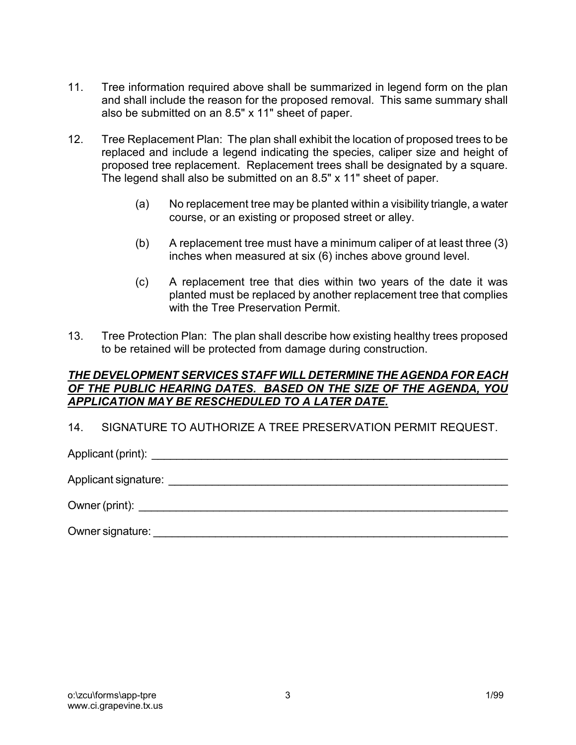11. Tree information required above shall be summarized in legend form on the plan and shall include the reason for the proposed removal. This same summary shall also be submitted on an 8.5" x 11" sheet of paper.

12. Tree Replacement Plan: The plan shall exhibit the location of proposed trees to be replaced and include a legend indicating the species, caliper size and height of proposed tree replacement. Replacement trees shall be designated by a square. The legend shall also be submitted on an 8.5" x 11" sheet of paper.

    (a) No replacement tree may be planted within a visibility triangle, a water course, or an existing or proposed street or alley.

    (b) A replacement tree must have a minimum caliper of at least three (3) inches when measured at six (6) inches above ground level.

    (c) A replacement tree that dies within two years of the date it was planted must be replaced by another replacement tree that complies with the Tree Preservation Permit.

13. Tree Protection Plan: The plan shall describe how existing healthy trees proposed to be retained will be protected from damage during construction.

***THE DEVELOPMENT SERVICES STAFF WILL DETERMINE THE AGENDA FOR EACH OF THE PUBLIC HEARING DATES. BASED ON THE SIZE OF THE AGENDA, YOU APPLICATION MAY BE RESCHEDULED TO A LATER DATE.***

14. SIGNATURE TO AUTHORIZE A TREE PRESERVATION PERMIT REQUEST.

Applicant (print): ____________________________________________

Applicant signature: ____________________________________________

Owner (print): ____________________________________________

Owner signature: ____________________________________________

o:\zcu\forms\app-tpre 1/99
www.ci.grapevine.tx.us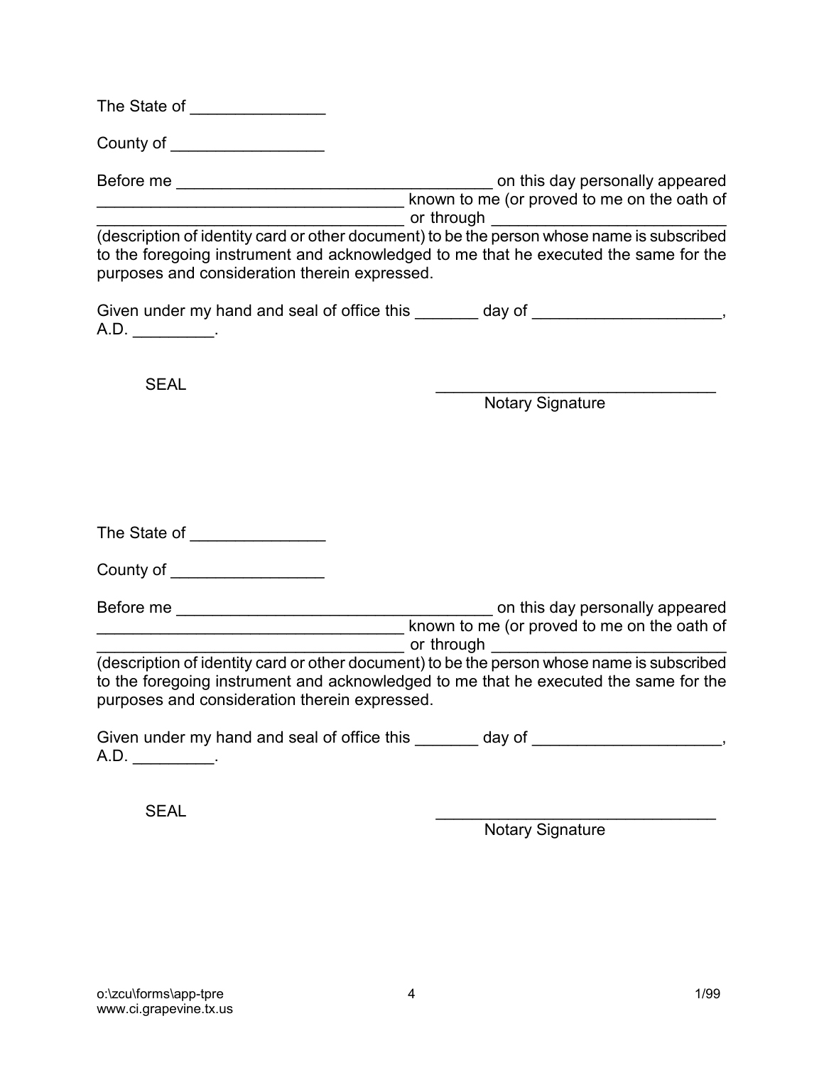The State of _______________

County of _________________

Before me ___________________________________ on this day personally appeared __________________________________ known to me (or proved to me on the oath of ___________________________________ or through __________________________ (description of identity card or other document) to be the person whose name is subscribed to the foregoing instrument and acknowledged to me that he executed the same for the purposes and consideration therein expressed.

Given under my hand and seal of office this _______ day of _____________________, A.D. _________.

SEAL

_______________________________
Notary Signature

The State of _______________

County of _________________

Before me ___________________________________ on this day personally appeared __________________________________ known to me (or proved to me on the oath of ___________________________________ or through __________________________ (description of identity card or other document) to be the person whose name is subscribed to the foregoing instrument and acknowledged to me that he executed the same for the purposes and consideration therein expressed.

Given under my hand and seal of office this _______ day of _____________________, A.D. _________.

SEAL

_______________________________
Notary Signature

o:\zcu\forms\app-tpre
www.ci.grapevine.tx.us

1/99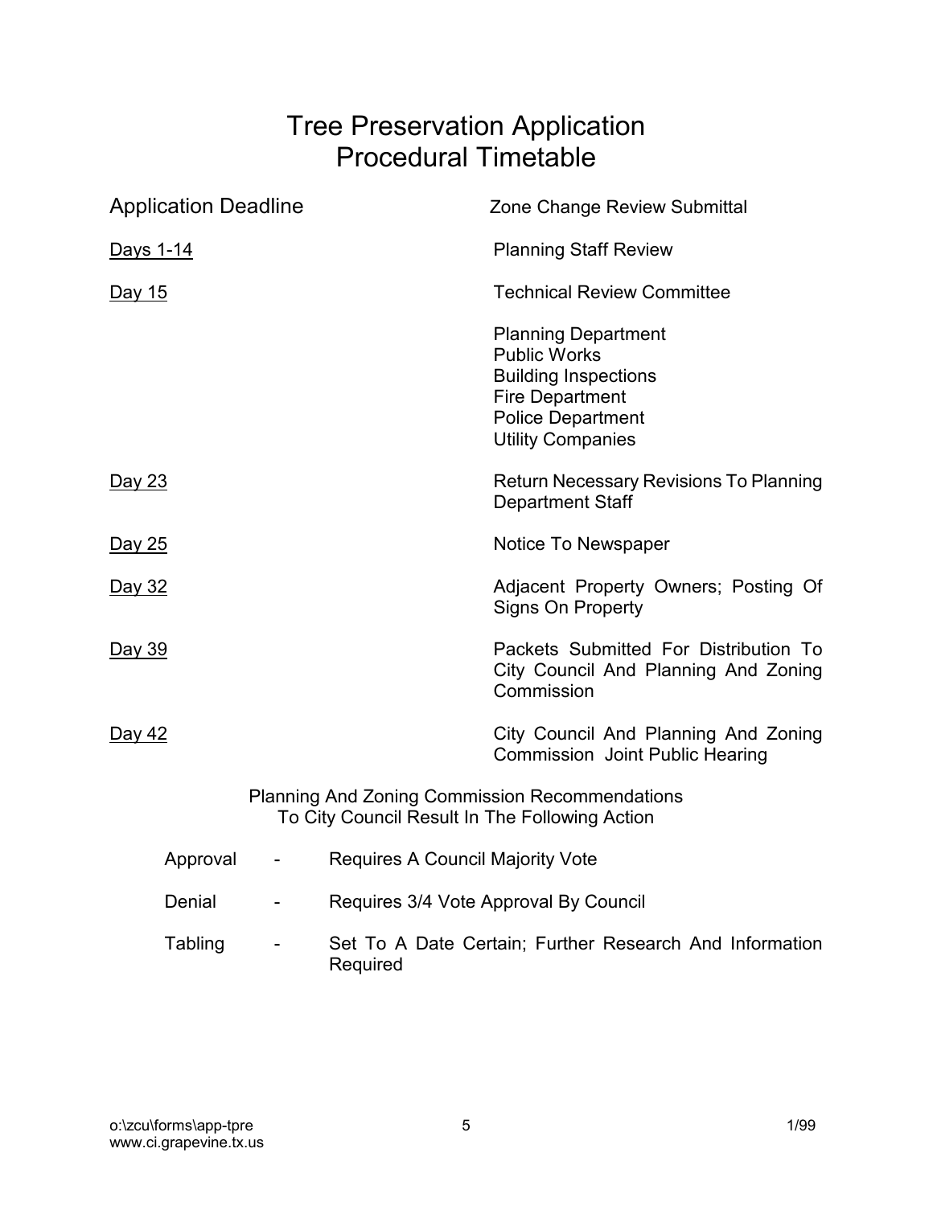# Tree Preservation Application
# Procedural Timetable

| | |
|---|---|
| Application Deadline | Zone Change Review Submittal |
| <u>Days 1-14</u> | Planning Staff Review |
| <u>Day 15</u> | Technical Review Committee<br><br>Planning Department<br>Public Works<br>Building Inspections<br>Fire Department<br>Police Department<br>Utility Companies |
| <u>Day 23</u> | Return Necessary Revisions To Planning Department Staff |
| <u>Day 25</u> | Notice To Newspaper |
| <u>Day 32</u> | Adjacent Property Owners; Posting Of Signs On Property |
| <u>Day 39</u> | Packets Submitted For Distribution To City Council And Planning And Zoning Commission |
| <u>Day 42</u> | City Council And Planning And Zoning Commission Joint Public Hearing |

Planning And Zoning Commission Recommendations To City Council Result In The Following Action

| | | |
|---|---|---|
| Approval | - | Requires A Council Majority Vote |
| Denial | - | Requires 3/4 Vote Approval By Council |
| Tabling | - | Set To A Date Certain; Further Research And Information Required |

o:\zcu\forms\app-tpre
www.ci.grapevine.tx.us

1/99